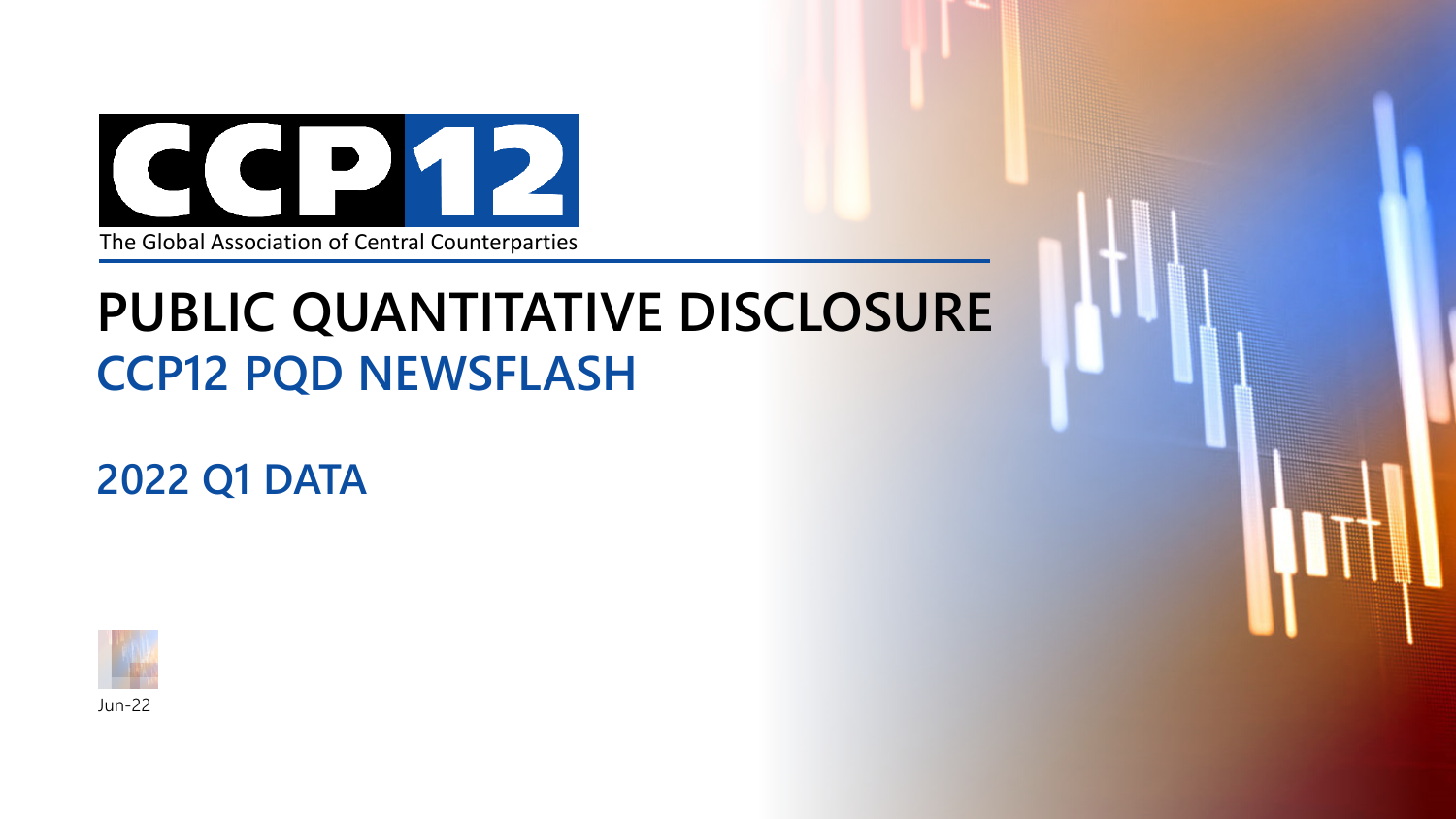CCP12

The Global Association of Central Counterparties

# PUBLIC QUANTITATIVE DISCLOSURE

## CCP12 PQD NEWSFLASH

## 2022 Q1 DATA

Jun-22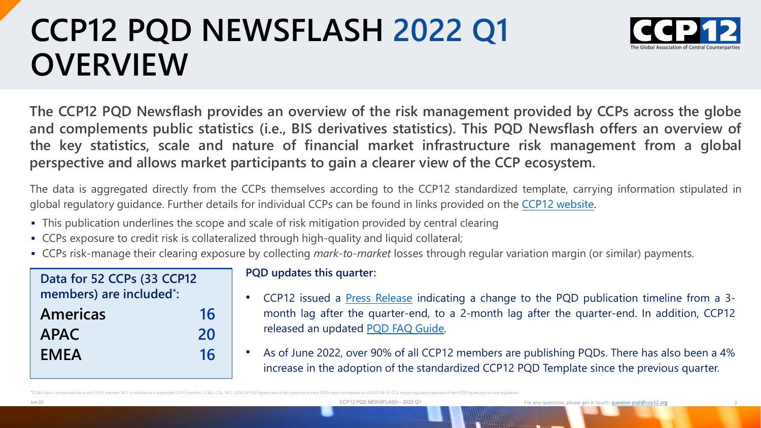# CCP12 PQD NEWSFLASH 2022 Q1 OVERVIEW

**The CCP12 PQD Newsflash provides an overview of the risk management provided by CCPs across the globe and complements public statistics (i.e., BIS derivatives statistics). This PQD Newsflash offers an overview of the key statistics, scale and nature of financial market infrastructure risk management from a global perspective and allows market participants to gain a clearer view of the CCP ecosystem.**

The data is aggregated directly from the CCPs themselves according to the CCP12 standardized template, carrying information stipulated in global regulatory guidance. Further details for individual CCPs can be found in links provided on the CCP12 website.

- This publication underlines the scope and scale of risk mitigation provided by central clearing
- CCPs exposure to credit risk is collateralized through high-quality and liquid collateral;
- CCPs risk-manage their clearing exposure by collecting *mark-to-market* losses through regular variation margin (or similar) payments.

| Data for 52 CCPs (33 CCP12 members) are included*: | |
|---|---|
| **Americas** | **16** |
| **APAC** | **20** |
| **EMEA** | **16** |

**PQD updates this quarter:**

- CCP12 issued a Press Release indicating a change to the PQD publication timeline from a 3-month lag after the quarter-end, to a 2-month lag after the quarter-end. In addition, CCP12 released an updated PQD FAQ Guide.
- As of June 2022, over 90% of all CCP12 members are publishing PQDs. There has also been a 4% increase in the adoption of the standardized CCP12 PQD Template since the previous quarter.

*CC&G data is incorporated as a non-CCP12 member. NCC is included as a suspended CCP12 member. CC&G, CCIL, NCC: 2014 Q4 PQD figures used in this report since these PQDs were not released as of 2022-06-14. CCIL require regulatory approval of their PQD figures due to local regulations.

For any questions, please get in touch: question.pqd@ccp12.org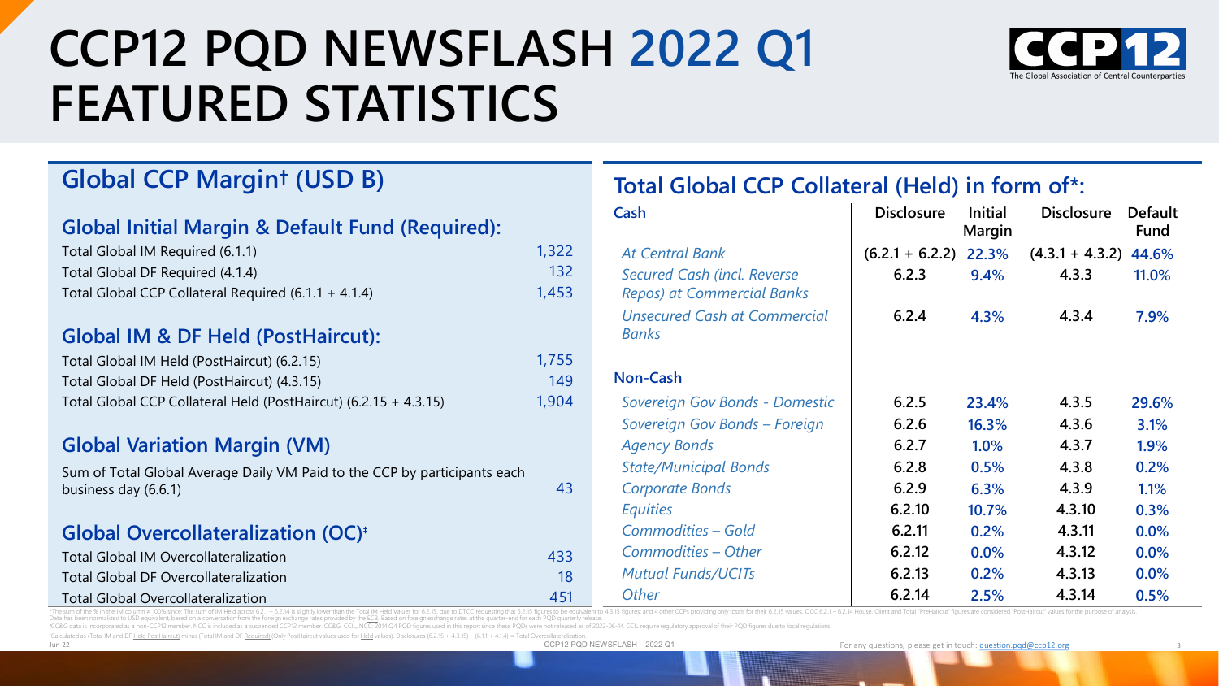# CCP12 PQD NEWSFLASH 2022 Q1 FEATURED STATISTICS

## Global CCP Margin† (USD B)

### Global Initial Margin & Default Fund (Required):

| | |
|---|---|
| Total Global IM Required (6.1.1) | 1,322 |
| Total Global DF Required (4.1.4) | 132 |
| Total Global CCP Collateral Required (6.1.1 + 4.1.4) | 1,453 |

### Global IM & DF Held (PostHaircut):

| | |
|---|---|
| Total Global IM Held (PostHaircut) (6.2.15) | 1,755 |
| Total Global DF Held (PostHaircut) (4.3.15) | 149 |
| Total Global CCP Collateral Held (PostHaircut) (6.2.15 + 4.3.15) | 1,904 |

### Global Variation Margin (VM)

| | |
|---|---|
| Sum of Total Global Average Daily VM Paid to the CCP by participants each business day (6.6.1) | 43 |

### Global Overcollateralization (OC)‡

| | |
|---|---|
| Total Global IM Overcollateralization | 433 |
| Total Global DF Overcollateralization | 18 |
| Total Global Overcollateralization | 451 |

## Total Global CCP Collateral (Held) in form of*:

| Cash | Disclosure | Initial Margin | Disclosure | Default Fund |
|---|---|---|---|---|
| *At Central Bank* | (6.2.1 + 6.2.2) | 22.3% | (4.3.1 + 4.3.2) | 44.6% |
| *Secured Cash (incl. Reverse Repos) at Commercial Banks* | 6.2.3 | 9.4% | 4.3.3 | 11.0% |
| *Unsecured Cash at Commercial Banks* | 6.2.4 | 4.3% | 4.3.4 | 7.9% |
| **Non-Cash** | | | | |
| *Sovereign Gov Bonds - Domestic* | 6.2.5 | 23.4% | 4.3.5 | 29.6% |
| *Sovereign Gov Bonds – Foreign* | 6.2.6 | 16.3% | 4.3.6 | 3.1% |
| *Agency Bonds* | 6.2.7 | 1.0% | 4.3.7 | 1.9% |
| *State/Municipal Bonds* | 6.2.8 | 0.5% | 4.3.8 | 0.2% |
| *Corporate Bonds* | 6.2.9 | 6.3% | 4.3.9 | 1.1% |
| *Equities* | 6.2.10 | 10.7% | 4.3.10 | 0.3% |
| *Commodities – Gold* | 6.2.11 | 0.2% | 4.3.11 | 0.0% |
| *Commodities – Other* | 6.2.12 | 0.0% | 4.3.12 | 0.0% |
| *Mutual Funds/UCITs* | 6.2.13 | 0.2% | 4.3.13 | 0.0% |
| *Other* | 6.2.14 | 2.5% | 4.3.14 | 0.5% |

*The sum of the % in the IM column ≠ 100% since: The sum of IM Held across 6.2.1 – 6.2.14 is slightly lower than the Total IM Held Values for 6.2.15, due to DTCC requesting that 6.2.15 figures to be equivalent to 4.3.15 figures; and 4 other CCPs providing only totals for their 6.2.15 values. OCC 6.2.1 – 6.2.14 House, Client and Total "PreHaircut" figures are considered "PostHaircut" values for the purpose of analysis.
Data has been normalized to USD equivalent, based on a conversation from the foreign exchange rates provided by the ECB. Based on foreign exchange rates at the quarter-end for each PQD quarterly release.
†CC&G data is incorporated as a non-CCP12 member. NCC is included as a suspended CCP12 member. CC&G, CCIL, NCC 2014 Q4 PQD figures used in this report since these PQDs were not released as of 2022-06-14. CCIL require regulatory approval of their PQD figures due to local regulations.
‡Calculated as (Total IM and DF Held PostHaircut) minus (Total IM and DF Required) (Only PostHaircut values used for Held values). Disclosures (6.2.15 + 4.3.15) – (6.1.1 + 4.1.4) = Total Overcollateralization.

Jun-22

For any questions, please get in touch: question.pqd@ccp12.org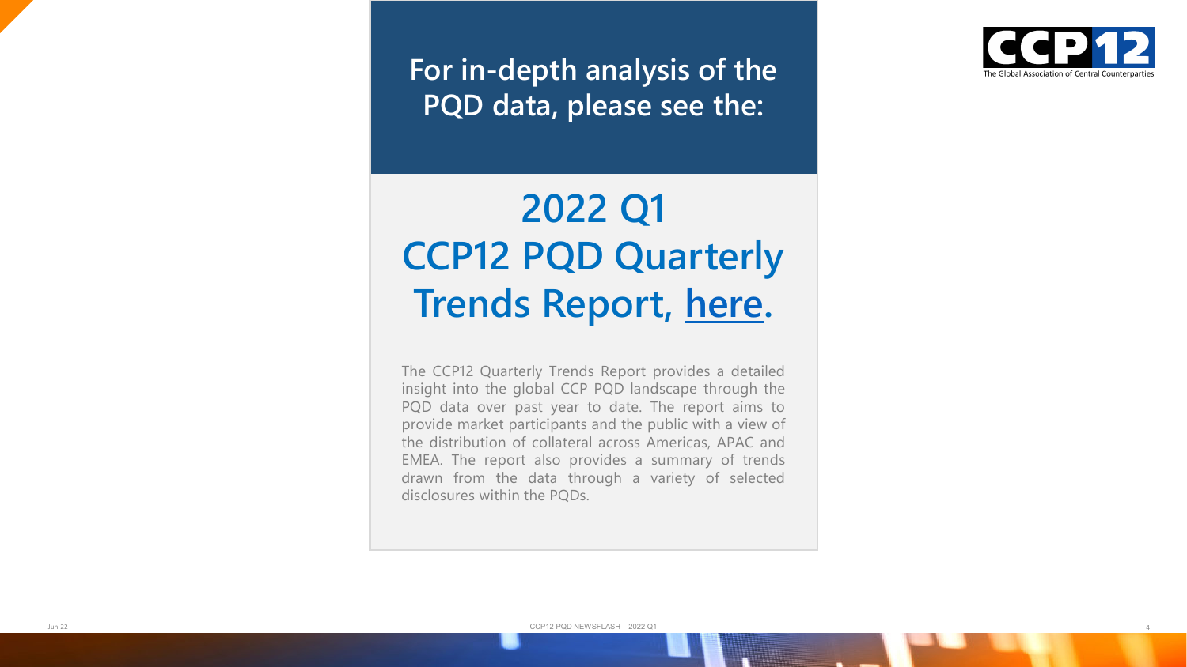**For in-depth analysis of the PQD data, please see the:**

# 2022 Q1 CCP12 PQD Quarterly Trends Report, here.

The CCP12 Quarterly Trends Report provides a detailed insight into the global CCP PQD landscape through the PQD data over past year to date. The report aims to provide market participants and the public with a view of the distribution of collateral across Americas, APAC and EMEA. The report also provides a summary of trends drawn from the data through a variety of selected disclosures within the PQDs.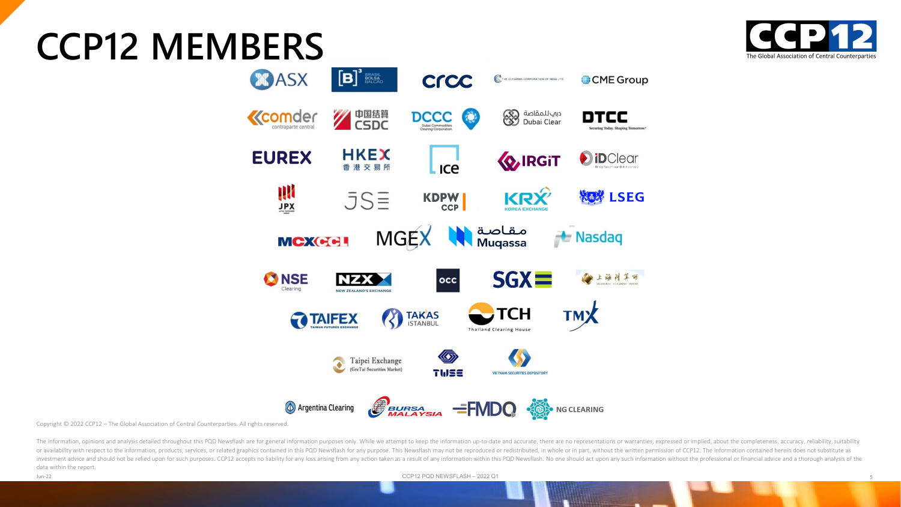# CCP12 MEMBERS

ASX | B3 Brasil Bolsa Balcão | CRCC | The Clearing Corporation of India Ltd | CME Group

Comder contraparte central | 中国结算 CSDC | DCCC Dubai Commodities Clearing Corporation | دبي للمقاصة Dubai Clear | DTCC Securing Today. Shaping Tomorrow.

EUREX | HKEX 香港交易所 | ICE | IRGiT | iDClear

JPX | JSE | KDPW CCP | KRX Korea Exchange | LSEG

MCXCCL | MGEX | مقاصة Muqassa | Nasdaq

NSE Clearing | NZX New Zealand's Exchange | OCC | SGX | 上海清算所 Shanghai Clearing House

TAIFEX Taiwan Futures Exchange | TAKAS İstanbul | TCH Thailand Clearing House | TMX

Taipei Exchange (GreTai Securities Market) | TWSE | Vietnam Securities Depository

Argentina Clearing | Bursa Malaysia | FMDQ | NG Clearing

Copyright © 2022 CCP12 – The Global Association of Central Counterparties. All rights reserved.

The information, opinions and analysis detailed throughout this PQD Newsflash are for general information purposes only. While we attempt to keep the information up-to-date and accurate, there are no representations or warranties, expressed or implied, about the completeness, accuracy, reliability, suitability or availability with respect to the information, products, services, or related graphics contained in this PQD Newsflash for any purpose. This Newsflash may not be reproduced or redistributed, in whole or in part, without the written permission of CCP12. The information contained herein does not substitute as investment advice and should not be relied upon for such purposes. CCP12 accepts no liability for any loss arising from any action taken as a result of any information within this PQD Newsflash. No one should act upon any such information without the professional or financial advice and a thorough analysis of the data within the report.